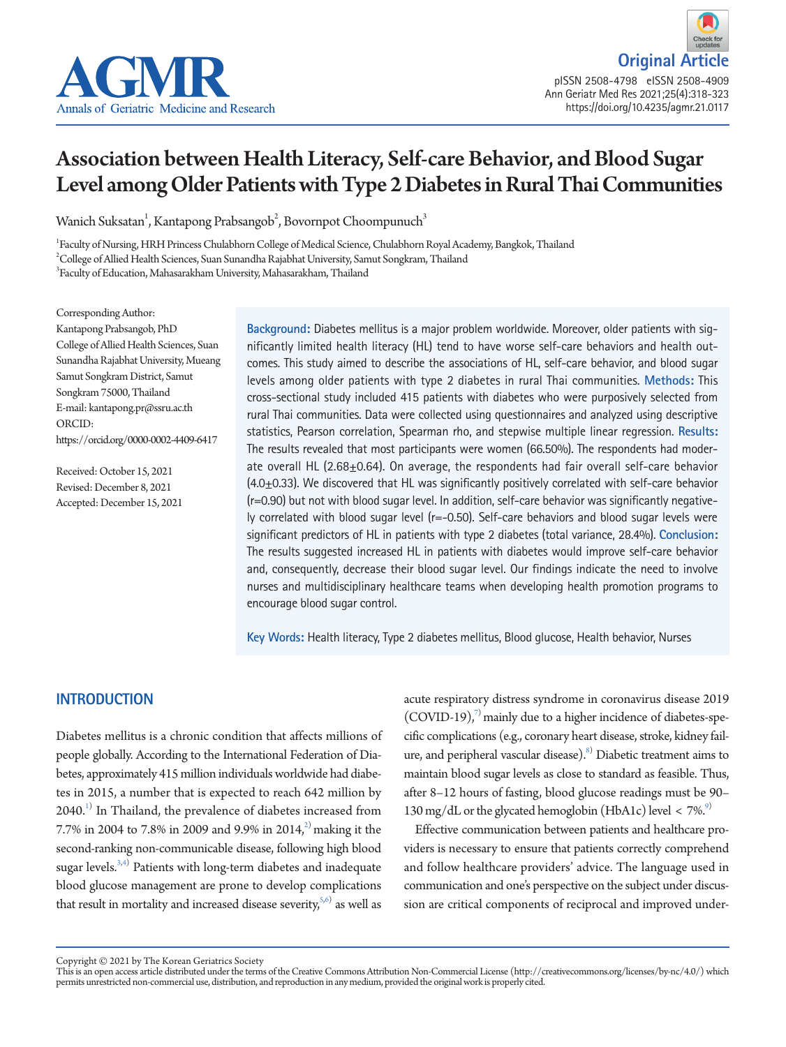Original Article

# Association between Health Literacy, Self-care Behavior, and Blood Sugar Level among Older Patients with Type 2 Diabetes in Rural Thai Communities

Wanich Suksatan[1], Kantapong Prabsangob[2], Bovornpot Choompunuch[3]

[1]Faculty of Nursing, HRH Princess Chulabhorn College of Medical Science, Chulabhorn Royal Academy, Bangkok, Thailand
[2]College of Allied Health Sciences, Suan Sunandha Rajabhat University, Samut Songkram, Thailand
[3]Faculty of Education, Mahasarakham University, Mahasarakham, Thailand

Corresponding Author:
Kantapong Prabsangob, PhD
College of Allied Health Sciences, Suan Sunandha Rajabhat University, Mueang Samut Songkram District, Samut Songkram 75000, Thailand
E-mail: kantapong.pr@ssru.ac.th
ORCID: https://orcid.org/0000-0002-4409-6417

Received: October 15, 2021
Revised: December 8, 2021
Accepted: December 15, 2021

**Background:** Diabetes mellitus is a major problem worldwide. Moreover, older patients with significantly limited health literacy (HL) tend to have worse self-care behaviors and health outcomes. This study aimed to describe the associations of HL, self-care behavior, and blood sugar levels among older patients with type 2 diabetes in rural Thai communities. **Methods:** This cross-sectional study included 415 patients with diabetes who were purposively selected from rural Thai communities. Data were collected using questionnaires and analyzed using descriptive statistics, Pearson correlation, Spearman rho, and stepwise multiple linear regression. **Results:** The results revealed that most participants were women (66.50%). The respondents had moderate overall HL (2.68±0.64). On average, the respondents had fair overall self-care behavior (4.0±0.33). We discovered that HL was significantly positively correlated with self-care behavior (r=0.90) but not with blood sugar level. In addition, self-care behavior was significantly negatively correlated with blood sugar level (r=-0.50). Self-care behaviors and blood sugar levels were significant predictors of HL in patients with type 2 diabetes (total variance, 28.4%). **Conclusion:** The results suggested increased HL in patients with diabetes would improve self-care behavior and, consequently, decrease their blood sugar level. Our findings indicate the need to involve nurses and multidisciplinary healthcare teams when developing health promotion programs to encourage blood sugar control.

**Key Words:** Health literacy, Type 2 diabetes mellitus, Blood glucose, Health behavior, Nurses

## INTRODUCTION

Diabetes mellitus is a chronic condition that affects millions of people globally. According to the International Federation of Diabetes, approximately 415 million individuals worldwide had diabetes in 2015, a number that is expected to reach 642 million by 2040.[1] In Thailand, the prevalence of diabetes increased from 7.7% in 2004 to 7.8% in 2009 and 9.9% in 2014,[2] making it the second-ranking non-communicable disease, following high blood sugar levels.[3,4] Patients with long-term diabetes and inadequate blood glucose management are prone to develop complications that result in mortality and increased disease severity,[5,6] as well as acute respiratory distress syndrome in coronavirus disease 2019 (COVID-19),[7] mainly due to a higher incidence of diabetes-specific complications (e.g., coronary heart disease, stroke, kidney failure, and peripheral vascular disease).[8] Diabetic treatment aims to maintain blood sugar levels as close to standard as feasible. Thus, after 8–12 hours of fasting, blood glucose readings must be 90–130 mg/dL or the glycated hemoglobin (HbA1c) level < 7%.[9]

Effective communication between patients and healthcare providers is necessary to ensure that patients correctly comprehend and follow healthcare providers' advice. The language used in communication and one's perspective on the subject under discussion are critical components of reciprocal and improved under-

Copyright © 2021 by The Korean Geriatrics Society
This is an open access article distributed under the terms of the Creative Commons Attribution Non-Commercial License (http://creativecommons.org/licenses/by-nc/4.0/) which permits unrestricted non-commercial use, distribution, and reproduction in any medium, provided the original work is properly cited.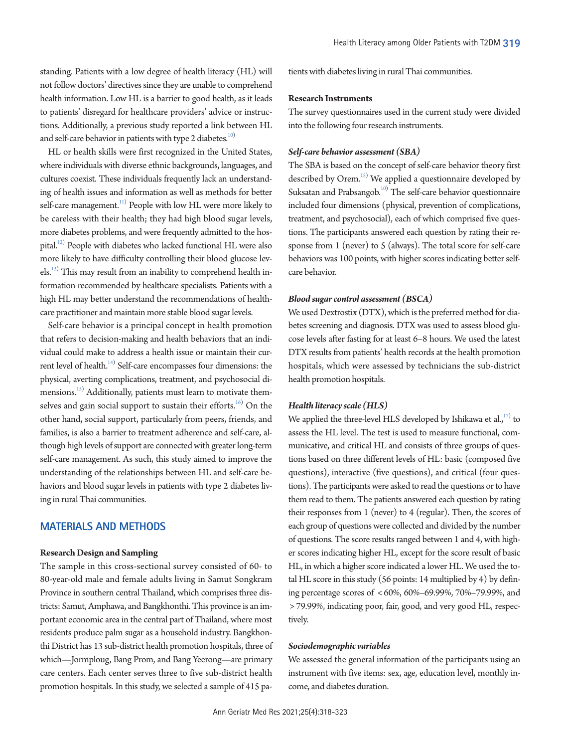standing. Patients with a low degree of health literacy (HL) will not follow doctors' directives since they are unable to comprehend health information. Low HL is a barrier to good health, as it leads to patients' disregard for healthcare providers' advice or instructions. Additionally, a previous study reported a link between HL and self-care behavior in patients with type 2 diabetes.[10]

HL or health skills were first recognized in the United States, where individuals with diverse ethnic backgrounds, languages, and cultures coexist. These individuals frequently lack an understanding of health issues and information as well as methods for better self-care management.[11] People with low HL were more likely to be careless with their health; they had high blood sugar levels, more diabetes problems, and were frequently admitted to the hospital.[12] People with diabetes who lacked functional HL were also more likely to have difficulty controlling their blood glucose levels.[13] This may result from an inability to comprehend health information recommended by healthcare specialists. Patients with a high HL may better understand the recommendations of healthcare practitioner and maintain more stable blood sugar levels.

Self-care behavior is a principal concept in health promotion that refers to decision-making and health behaviors that an individual could make to address a health issue or maintain their current level of health.[14] Self-care encompasses four dimensions: the physical, averting complications, treatment, and psychosocial dimensions.[15] Additionally, patients must learn to motivate themselves and gain social support to sustain their efforts.[16] On the other hand, social support, particularly from peers, friends, and families, is also a barrier to treatment adherence and self-care, although high levels of support are connected with greater long-term self-care management. As such, this study aimed to improve the understanding of the relationships between HL and self-care behaviors and blood sugar levels in patients with type 2 diabetes living in rural Thai communities.

## MATERIALS AND METHODS

### Research Design and Sampling

The sample in this cross-sectional survey consisted of 60- to 80-year-old male and female adults living in Samut Songkram Province in southern central Thailand, which comprises three districts: Samut, Amphawa, and Bangkhonthi. This province is an important economic area in the central part of Thailand, where most residents produce palm sugar as a household industry. Bangkhonthi District has 13 sub-district health promotion hospitals, three of which—Jormploug, Bang Prom, and Bang Yeerong—are primary care centers. Each center serves three to five sub-district health promotion hospitals. In this study, we selected a sample of 415 patients with diabetes living in rural Thai communities.

### Research Instruments

The survey questionnaires used in the current study were divided into the following four research instruments.

#### *Self-care behavior assessment (SBA)*

The SBA is based on the concept of self-care behavior theory first described by Orem.[15] We applied a questionnaire developed by Suksatan and Prabsangob.[10] The self-care behavior questionnaire included four dimensions (physical, prevention of complications, treatment, and psychosocial), each of which comprised five questions. The participants answered each question by rating their response from 1 (never) to 5 (always). The total score for self-care behaviors was 100 points, with higher scores indicating better self-care behavior.

#### *Blood sugar control assessment (BSCA)*

We used Dextrostix (DTX), which is the preferred method for diabetes screening and diagnosis. DTX was used to assess blood glucose levels after fasting for at least 6–8 hours. We used the latest DTX results from patients' health records at the health promotion hospitals, which were assessed by technicians the sub-district health promotion hospitals.

#### *Health literacy scale (HLS)*

We applied the three-level HLS developed by Ishikawa et al.,[17] to assess the HL level. The test is used to measure functional, communicative, and critical HL and consists of three groups of questions based on three different levels of HL: basic (composed five questions), interactive (five questions), and critical (four questions). The participants were asked to read the questions or to have them read to them. The patients answered each question by rating their responses from 1 (never) to 4 (regular). Then, the scores of each group of questions were collected and divided by the number of questions. The score results ranged between 1 and 4, with higher scores indicating higher HL, except for the score result of basic HL, in which a higher score indicated a lower HL. We used the total HL score in this study (56 points: 14 multiplied by 4) by defining percentage scores of < 60%, 60%–69.99%, 70%–79.99%, and > 79.99%, indicating poor, fair, good, and very good HL, respectively.

#### *Sociodemographic variables*

We assessed the general information of the participants using an instrument with five items: sex, age, education level, monthly income, and diabetes duration.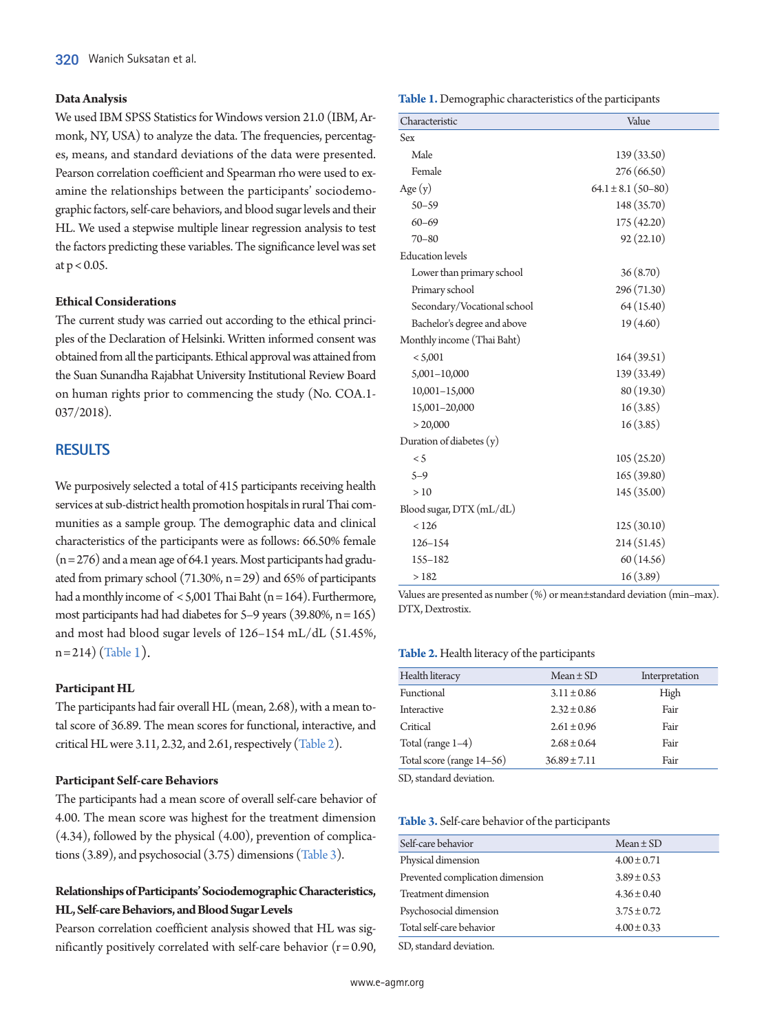**Data Analysis**

We used IBM SPSS Statistics for Windows version 21.0 (IBM, Armonk, NY, USA) to analyze the data. The frequencies, percentages, means, and standard deviations of the data were presented. Pearson correlation coefficient and Spearman rho were used to examine the relationships between the participants' sociodemographic factors, self-care behaviors, and blood sugar levels and their HL. We used a stepwise multiple linear regression analysis to test the factors predicting these variables. The significance level was set at $p < 0.05$.

**Ethical Considerations**

The current study was carried out according to the ethical principles of the Declaration of Helsinki. Written informed consent was obtained from all the participants. Ethical approval was attained from the Suan Sunandha Rajabhat University Institutional Review Board on human rights prior to commencing the study (No. COA.1-037/2018).

## RESULTS

We purposively selected a total of 415 participants receiving health services at sub-district health promotion hospitals in rural Thai communities as a sample group. The demographic data and clinical characteristics of the participants were as follows: 66.50% female (n = 276) and a mean age of 64.1 years. Most participants had graduated from primary school (71.30%, n = 29) and 65% of participants had a monthly income of < 5,001 Thai Baht (n = 164). Furthermore, most participants had had diabetes for 5–9 years (39.80%, n = 165) and most had blood sugar levels of 126–154 mL/dL (51.45%, n = 214) (Table 1).

**Participant HL**

The participants had fair overall HL (mean, 2.68), with a mean total score of 36.89. The mean scores for functional, interactive, and critical HL were 3.11, 2.32, and 2.61, respectively (Table 2).

**Participant Self-care Behaviors**

The participants had a mean score of overall self-care behavior of 4.00. The mean score was highest for the treatment dimension (4.34), followed by the physical (4.00), prevention of complications (3.89), and psychosocial (3.75) dimensions (Table 3).

**Relationships of Participants' Sociodemographic Characteristics, HL, Self-care Behaviors, and Blood Sugar Levels**

Pearson correlation coefficient analysis showed that HL was significantly positively correlated with self-care behavior (r = 0.90,

**Table 1.** Demographic characteristics of the participants

| Characteristic | Value |
|---|---|
| Sex | |
| Male | 139 (33.50) |
| Female | 276 (66.50) |
| Age (y) | 64.1 ± 8.1 (50–80) |
| 50–59 | 148 (35.70) |
| 60–69 | 175 (42.20) |
| 70–80 | 92 (22.10) |
| Education levels | |
| Lower than primary school | 36 (8.70) |
| Primary school | 296 (71.30) |
| Secondary/Vocational school | 64 (15.40) |
| Bachelor's degree and above | 19 (4.60) |
| Monthly income (Thai Baht) | |
| < 5,001 | 164 (39.51) |
| 5,001–10,000 | 139 (33.49) |
| 10,001–15,000 | 80 (19.30) |
| 15,001–20,000 | 16 (3.85) |
| > 20,000 | 16 (3.85) |
| Duration of diabetes (y) | |
| < 5 | 105 (25.20) |
| 5–9 | 165 (39.80) |
| > 10 | 145 (35.00) |
| Blood sugar, DTX (mL/dL) | |
| < 126 | 125 (30.10) |
| 126–154 | 214 (51.45) |
| 155–182 | 60 (14.56) |
| > 182 | 16 (3.89) |

Values are presented as number (%) or mean±standard deviation (min–max).
DTX, Dextrostix.

**Table 2.** Health literacy of the participants

| Health literacy | Mean ± SD | Interpretation |
|---|---|---|
| Functional | 3.11 ± 0.86 | High |
| Interactive | 2.32 ± 0.86 | Fair |
| Critical | 2.61 ± 0.96 | Fair |
| Total (range 1–4) | 2.68 ± 0.64 | Fair |
| Total score (range 14–56) | 36.89 ± 7.11 | Fair |

SD, standard deviation.

**Table 3.** Self-care behavior of the participants

| Self-care behavior | Mean ± SD |
|---|---|
| Physical dimension | 4.00 ± 0.71 |
| Prevented complication dimension | 3.89 ± 0.53 |
| Treatment dimension | 4.36 ± 0.40 |
| Psychosocial dimension | 3.75 ± 0.72 |
| Total self-care behavior | 4.00 ± 0.33 |

SD, standard deviation.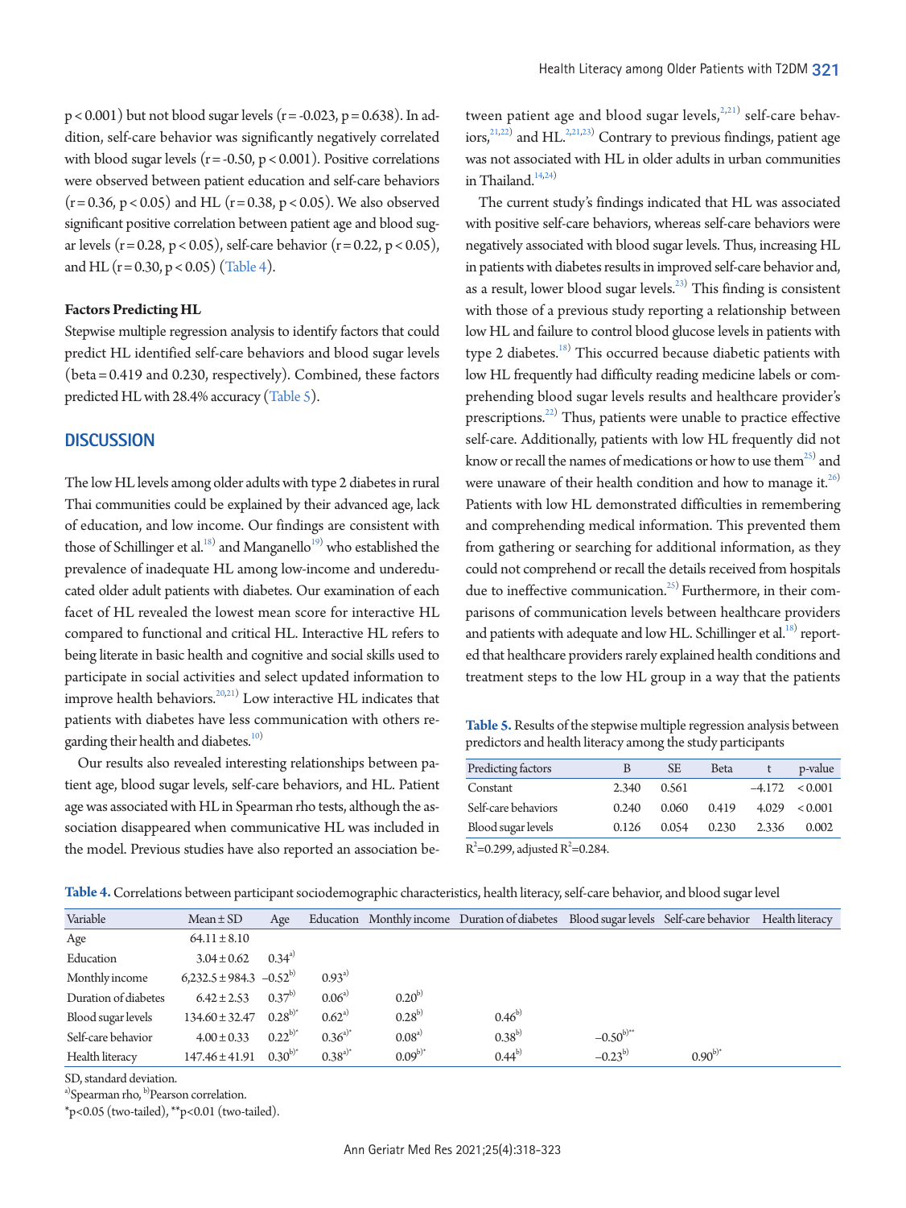$p < 0.001$) but not blood sugar levels ($r = -0.023$, $p = 0.638$). In addition, self-care behavior was significantly negatively correlated with blood sugar levels ($r = -0.50$, $p < 0.001$). Positive correlations were observed between patient education and self-care behaviors ($r = 0.36$, $p < 0.05$) and HL ($r = 0.38$, $p < 0.05$). We also observed significant positive correlation between patient age and blood sugar levels ($r = 0.28$, $p < 0.05$), self-care behavior ($r = 0.22$, $p < 0.05$), and HL ($r = 0.30$, $p < 0.05$) (Table 4).

**Factors Predicting HL**

Stepwise multiple regression analysis to identify factors that could predict HL identified self-care behaviors and blood sugar levels (beta = 0.419 and 0.230, respectively). Combined, these factors predicted HL with 28.4% accuracy (Table 5).

## DISCUSSION

The low HL levels among older adults with type 2 diabetes in rural Thai communities could be explained by their advanced age, lack of education, and low income. Our findings are consistent with those of Schillinger et al.[18] and Manganello[19] who established the prevalence of inadequate HL among low-income and undereducated older adult patients with diabetes. Our examination of each facet of HL revealed the lowest mean score for interactive HL compared to functional and critical HL. Interactive HL refers to being literate in basic health and cognitive and social skills used to participate in social activities and select updated information to improve health behaviors.[20,21] Low interactive HL indicates that patients with diabetes have less communication with others regarding their health and diabetes.[10]

Our results also revealed interesting relationships between patient age, blood sugar levels, self-care behaviors, and HL. Patient age was associated with HL in Spearman rho tests, although the association disappeared when communicative HL was included in the model. Previous studies have also reported an association between patient age and blood sugar levels,[2,21] self-care behaviors,[21,22] and HL.[2,21,23] Contrary to previous findings, patient age was not associated with HL in older adults in urban communities in Thailand.[14,24]

The current study's findings indicated that HL was associated with positive self-care behaviors, whereas self-care behaviors were negatively associated with blood sugar levels. Thus, increasing HL in patients with diabetes results in improved self-care behavior and, as a result, lower blood sugar levels.[23] This finding is consistent with those of a previous study reporting a relationship between low HL and failure to control blood glucose levels in patients with type 2 diabetes.[18] This occurred because diabetic patients with low HL frequently had difficulty reading medicine labels or comprehending blood sugar levels results and healthcare provider's prescriptions.[22] Thus, patients were unable to practice effective self-care. Additionally, patients with low HL frequently did not know or recall the names of medications or how to use them[25] and were unaware of their health condition and how to manage it.[26] Patients with low HL demonstrated difficulties in remembering and comprehending medical information. This prevented them from gathering or searching for additional information, as they could not comprehend or recall the details received from hospitals due to ineffective communication.[25] Furthermore, in their comparisons of communication levels between healthcare providers and patients with adequate and low HL. Schillinger et al.[18] reported that healthcare providers rarely explained health conditions and treatment steps to the low HL group in a way that the patients

**Table 5.** Results of the stepwise multiple regression analysis between predictors and health literacy among the study participants

| Predicting factors | B | SE | Beta | t | p-value |
|---|---|---|---|---|---|
| Constant | 2.340 | 0.561 | | –4.172 | < 0.001 |
| Self-care behaviors | 0.240 | 0.060 | 0.419 | 4.029 | < 0.001 |
| Blood sugar levels | 0.126 | 0.054 | 0.230 | 2.336 | 0.002 |

$R^2$=0.299, adjusted $R^2$=0.284.

**Table 4.** Correlations between participant sociodemographic characteristics, health literacy, self-care behavior, and blood sugar level

| Variable | Mean ± SD | Age | Education | Monthly income | Duration of diabetes | Blood sugar levels | Self-care behavior | Health literacy |
|---|---|---|---|---|---|---|---|---|
| Age | 64.11 ± 8.10 | | | | | | | |
| Education | 3.04 ± 0.62 | 0.34[a)] | | | | | | |
| Monthly income | 6,232.5 ± 984.3 | –0.52[b)] | 0.93[a)] | | | | | |
| Duration of diabetes | 6.42 ± 2.53 | 0.37[b)] | 0.06[a)] | 0.20[b)] | | | | |
| Blood sugar levels | 134.60 ± 32.47 | 0.28[b)*] | 0.62[a)] | 0.28[b)] | 0.46[b)] | | | |
| Self-care behavior | 4.00 ± 0.33 | 0.22[b)*] | 0.36[a)*] | 0.08[a)] | 0.38[b)] | –0.50[b)**] | | |
| Health literacy | 147.46 ± 41.91 | 0.30[b)*] | 0.38[a)*] | 0.09[b)*] | 0.44[b)] | –0.23[b)] | 0.90[b)*] | |

SD, standard deviation.

[a)]Spearman rho, [b)]Pearson correlation.

*p<0.05 (two-tailed), **p<0.01 (two-tailed).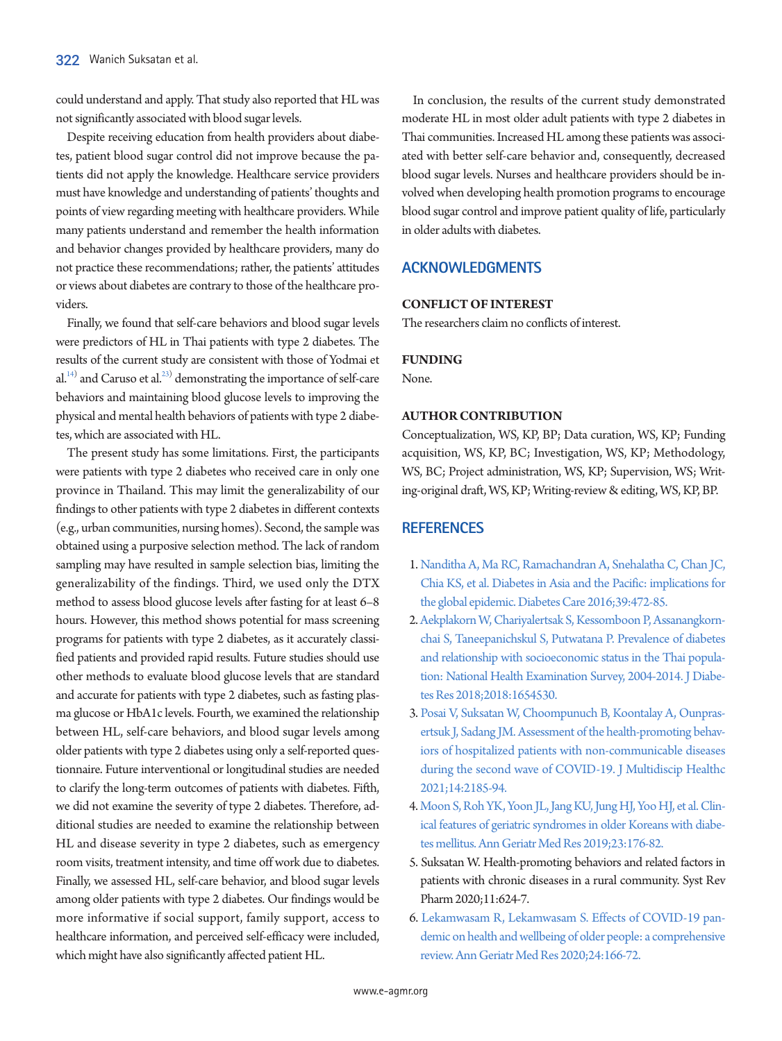could understand and apply. That study also reported that HL was not significantly associated with blood sugar levels.

Despite receiving education from health providers about diabetes, patient blood sugar control did not improve because the patients did not apply the knowledge. Healthcare service providers must have knowledge and understanding of patients' thoughts and points of view regarding meeting with healthcare providers. While many patients understand and remember the health information and behavior changes provided by healthcare providers, many do not practice these recommendations; rather, the patients' attitudes or views about diabetes are contrary to those of the healthcare providers.

Finally, we found that self-care behaviors and blood sugar levels were predictors of HL in Thai patients with type 2 diabetes. The results of the current study are consistent with those of Yodmai et al.[14] and Caruso et al.[23] demonstrating the importance of self-care behaviors and maintaining blood glucose levels to improving the physical and mental health behaviors of patients with type 2 diabetes, which are associated with HL.

The present study has some limitations. First, the participants were patients with type 2 diabetes who received care in only one province in Thailand. This may limit the generalizability of our findings to other patients with type 2 diabetes in different contexts (e.g., urban communities, nursing homes). Second, the sample was obtained using a purposive selection method. The lack of random sampling may have resulted in sample selection bias, limiting the generalizability of the findings. Third, we used only the DTX method to assess blood glucose levels after fasting for at least 6–8 hours. However, this method shows potential for mass screening programs for patients with type 2 diabetes, as it accurately classified patients and provided rapid results. Future studies should use other methods to evaluate blood glucose levels that are standard and accurate for patients with type 2 diabetes, such as fasting plasma glucose or HbA1c levels. Fourth, we examined the relationship between HL, self-care behaviors, and blood sugar levels among older patients with type 2 diabetes using only a self-reported questionnaire. Future interventional or longitudinal studies are needed to clarify the long-term outcomes of patients with diabetes. Fifth, we did not examine the severity of type 2 diabetes. Therefore, additional studies are needed to examine the relationship between HL and disease severity in type 2 diabetes, such as emergency room visits, treatment intensity, and time off work due to diabetes. Finally, we assessed HL, self-care behavior, and blood sugar levels among older patients with type 2 diabetes. Our findings would be more informative if social support, family support, access to healthcare information, and perceived self-efficacy were included, which might have also significantly affected patient HL.

In conclusion, the results of the current study demonstrated moderate HL in most older adult patients with type 2 diabetes in Thai communities. Increased HL among these patients was associated with better self-care behavior and, consequently, decreased blood sugar levels. Nurses and healthcare providers should be involved when developing health promotion programs to encourage blood sugar control and improve patient quality of life, particularly in older adults with diabetes.

## ACKNOWLEDGMENTS

### CONFLICT OF INTEREST

The researchers claim no conflicts of interest.

### FUNDING

None.

### AUTHOR CONTRIBUTION

Conceptualization, WS, KP, BP; Data curation, WS, KP; Funding acquisition, WS, KP, BC; Investigation, WS, KP; Methodology, WS, BC; Project administration, WS, KP; Supervision, WS; Writing-original draft, WS, KP; Writing-review & editing, WS, KP, BP.

## REFERENCES

1. Nanditha A, Ma RC, Ramachandran A, Snehalatha C, Chan JC, Chia KS, et al. Diabetes in Asia and the Pacific: implications for the global epidemic. Diabetes Care 2016;39:472-85.
2. Aekplakorn W, Chariyalertsak S, Kessomboon P, Assanangkornchai S, Taneepanichskul S, Putwatana P. Prevalence of diabetes and relationship with socioeconomic status in the Thai population: National Health Examination Survey, 2004-2014. J Diabetes Res 2018;2018:1654530.
3. Posai V, Suksatan W, Choompunuch B, Koontalay A, Ounprasertsuk J, Sadang JM. Assessment of the health-promoting behaviors of hospitalized patients with non-communicable diseases during the second wave of COVID-19. J Multidiscip Healthc 2021;14:2185-94.
4. Moon S, Roh YK, Yoon JL, Jang KU, Jung HJ, Yoo HJ, et al. Clinical features of geriatric syndromes in older Koreans with diabetes mellitus. Ann Geriatr Med Res 2019;23:176-82.
5. Suksatan W. Health-promoting behaviors and related factors in patients with chronic diseases in a rural community. Syst Rev Pharm 2020;11:624-7.
6. Lekamwasam R, Lekamwasam S. Effects of COVID-19 pandemic on health and wellbeing of older people: a comprehensive review. Ann Geriatr Med Res 2020;24:166-72.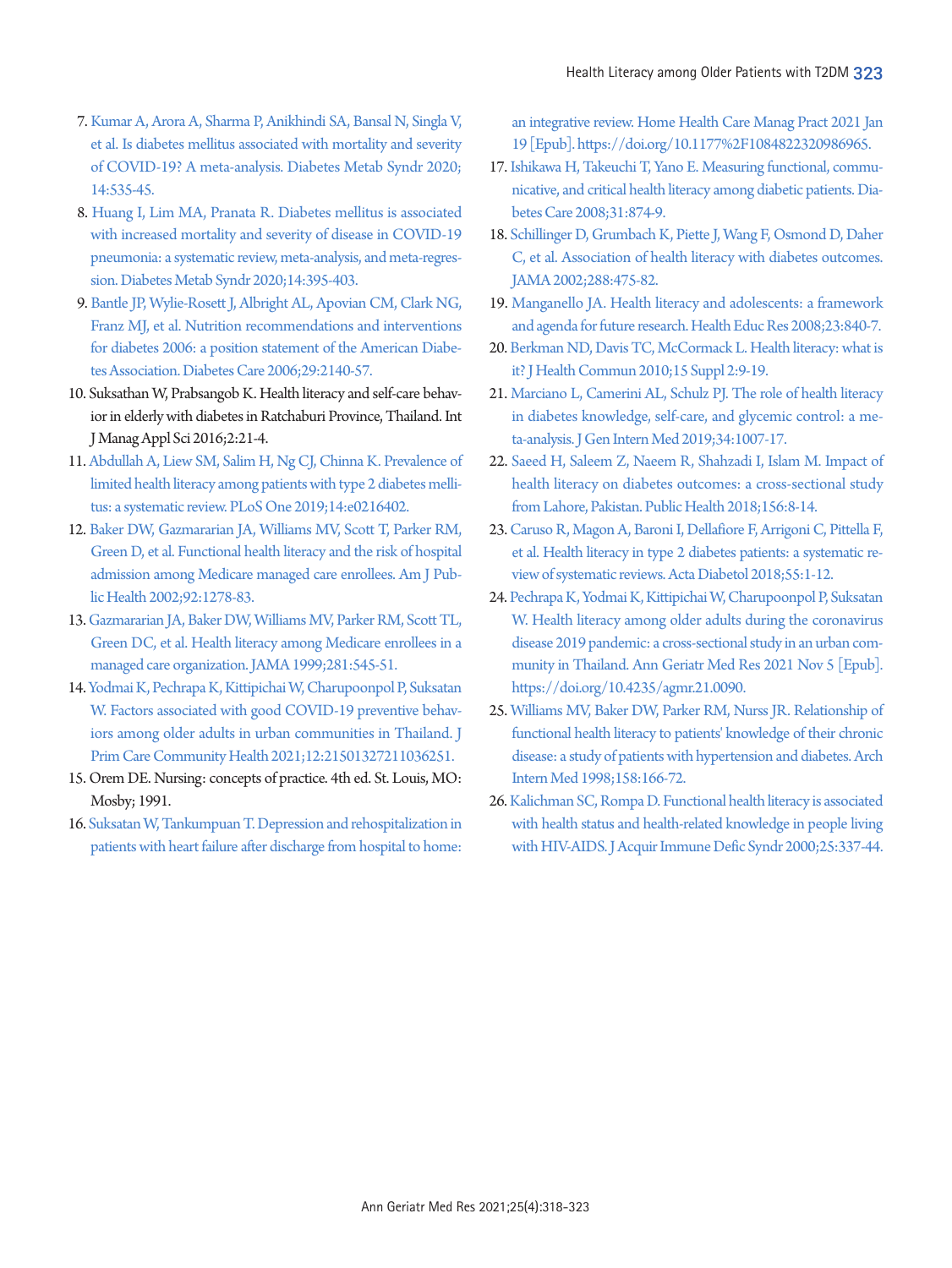7. Kumar A, Arora A, Sharma P, Anikhindi SA, Bansal N, Singla V, et al. Is diabetes mellitus associated with mortality and severity of COVID-19? A meta-analysis. Diabetes Metab Syndr 2020; 14:535-45.
8. Huang I, Lim MA, Pranata R. Diabetes mellitus is associated with increased mortality and severity of disease in COVID-19 pneumonia: a systematic review, meta-analysis, and meta-regression. Diabetes Metab Syndr 2020;14:395-403.
9. Bantle JP, Wylie-Rosett J, Albright AL, Apovian CM, Clark NG, Franz MJ, et al. Nutrition recommendations and interventions for diabetes 2006: a position statement of the American Diabetes Association. Diabetes Care 2006;29:2140-57.
10. Suksathan W, Prabsangob K. Health literacy and self-care behavior in elderly with diabetes in Ratchaburi Province, Thailand. Int J Manag Appl Sci 2016;2:21-4.
11. Abdullah A, Liew SM, Salim H, Ng CJ, Chinna K. Prevalence of limited health literacy among patients with type 2 diabetes mellitus: a systematic review. PLoS One 2019;14:e0216402.
12. Baker DW, Gazmararian JA, Williams MV, Scott T, Parker RM, Green D, et al. Functional health literacy and the risk of hospital admission among Medicare managed care enrollees. Am J Public Health 2002;92:1278-83.
13. Gazmararian JA, Baker DW, Williams MV, Parker RM, Scott TL, Green DC, et al. Health literacy among Medicare enrollees in a managed care organization. JAMA 1999;281:545-51.
14. Yodmai K, Pechrapa K, Kittipichai W, Charupoonpol P, Suksatan W. Factors associated with good COVID-19 preventive behaviors among older adults in urban communities in Thailand. J Prim Care Community Health 2021;12:21501327211036251.
15. Orem DE. Nursing: concepts of practice. 4th ed. St. Louis, MO: Mosby; 1991.
16. Suksatan W, Tankumpuan T. Depression and rehospitalization in patients with heart failure after discharge from hospital to home: an integrative review. Home Health Care Manag Pract 2021 Jan 19 [Epub]. https://doi.org/10.1177%2F1084822320986965.
17. Ishikawa H, Takeuchi T, Yano E. Measuring functional, communicative, and critical health literacy among diabetic patients. Diabetes Care 2008;31:874-9.
18. Schillinger D, Grumbach K, Piette J, Wang F, Osmond D, Daher C, et al. Association of health literacy with diabetes outcomes. JAMA 2002;288:475-82.
19. Manganello JA. Health literacy and adolescents: a framework and agenda for future research. Health Educ Res 2008;23:840-7.
20. Berkman ND, Davis TC, McCormack L. Health literacy: what is it? J Health Commun 2010;15 Suppl 2:9-19.
21. Marciano L, Camerini AL, Schulz PJ. The role of health literacy in diabetes knowledge, self-care, and glycemic control: a meta-analysis. J Gen Intern Med 2019;34:1007-17.
22. Saeed H, Saleem Z, Naeem R, Shahzadi I, Islam M. Impact of health literacy on diabetes outcomes: a cross-sectional study from Lahore, Pakistan. Public Health 2018;156:8-14.
23. Caruso R, Magon A, Baroni I, Dellafiore F, Arrigoni C, Pittella F, et al. Health literacy in type 2 diabetes patients: a systematic review of systematic reviews. Acta Diabetol 2018;55:1-12.
24. Pechrapa K, Yodmai K, Kittipichai W, Charupoonpol P, Suksatan W. Health literacy among older adults during the coronavirus disease 2019 pandemic: a cross-sectional study in an urban community in Thailand. Ann Geriatr Med Res 2021 Nov 5 [Epub]. https://doi.org/10.4235/agmr.21.0090.
25. Williams MV, Baker DW, Parker RM, Nurss JR. Relationship of functional health literacy to patients' knowledge of their chronic disease: a study of patients with hypertension and diabetes. Arch Intern Med 1998;158:166-72.
26. Kalichman SC, Rompa D. Functional health literacy is associated with health status and health-related knowledge in people living with HIV-AIDS. J Acquir Immune Defic Syndr 2000;25:337-44.